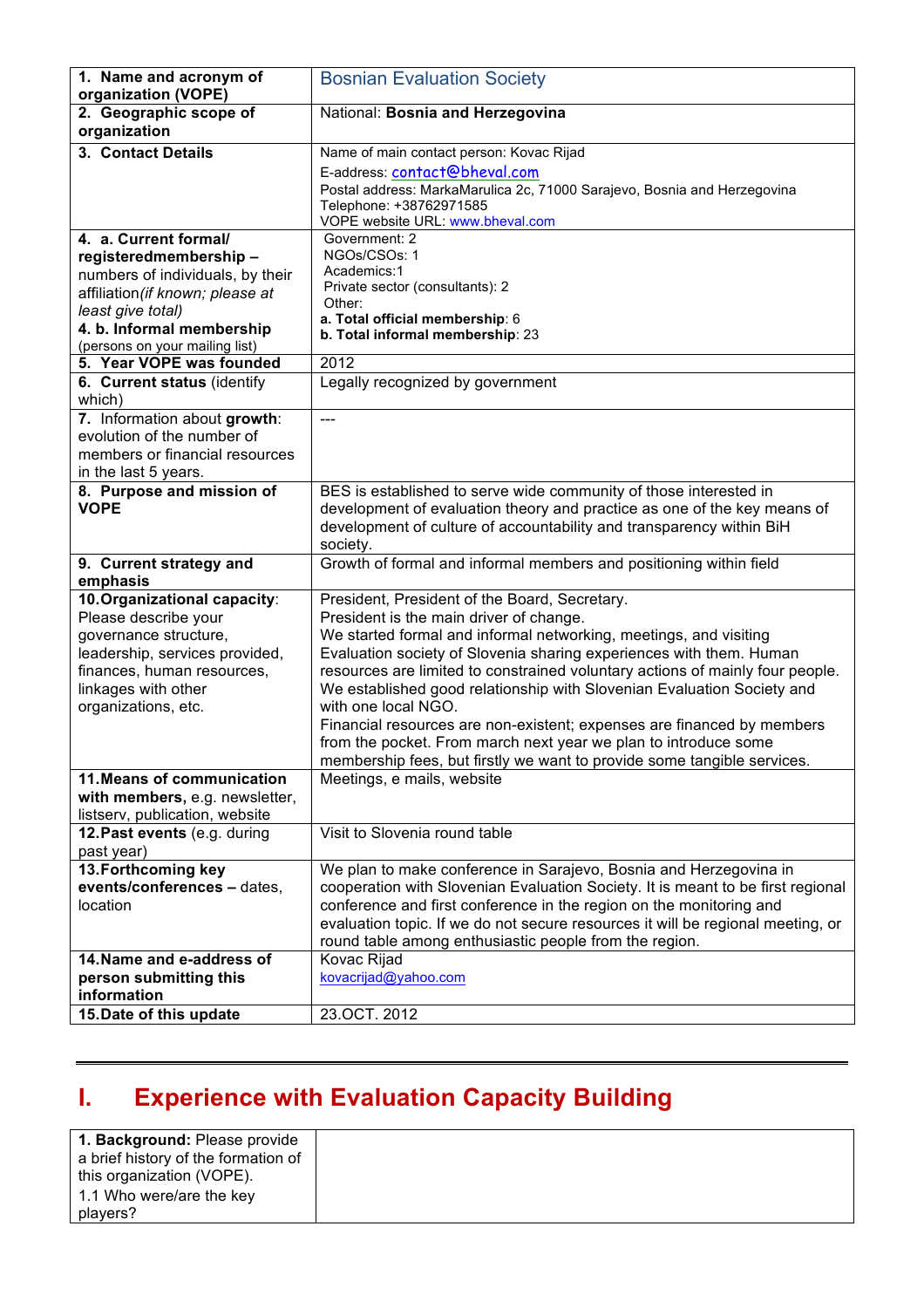| **1. Name and acronym of organization (VOPE)** | Bosnian Evaluation Society |
|---|---|
| **2. Geographic scope of organization** | National: **Bosnia and Herzegovina** |
| **3. Contact Details** | Name of main contact person: Kovac Rijad<br>E-address: contact@bheval.com<br>Postal address: MarkaMarulica 2c, 71000 Sarajevo, Bosnia and Herzegovina<br>Telephone: +38762971585<br>VOPE website URL: www.bheval.com |
| **4. a. Current formal/ registeredmembership –** numbers of individuals, by their affiliation*(if known; please at least give total)*<br>**4. b. Informal membership** (persons on your mailing list) | Government: 2<br>NGOs/CSOs: 1<br>Academics:1<br>Private sector (consultants): 2<br>Other:<br>**a. Total official membership**: 6<br>**b. Total informal membership**: 23 |
| **5. Year VOPE was founded** | 2012 |
| **6. Current status** (identify which) | Legally recognized by government |
| 7. Information about **growth**: evolution of the number of members or financial resources in the last 5 years. | --- |
| **8. Purpose and mission of VOPE** | BES is established to serve wide community of those interested in development of evaluation theory and practice as one of the key means of development of culture of accountability and transparency within BiH society. |
| **9. Current strategy and emphasis** | Growth of formal and informal members and positioning within field |
| **10.Organizational capacity**: Please describe your governance structure, leadership, services provided, finances, human resources, linkages with other organizations, etc. | President, President of the Board, Secretary.<br>President is the main driver of change.<br>We started formal and informal networking, meetings, and visiting Evaluation society of Slovenia sharing experiences with them. Human resources are limited to constrained voluntary actions of mainly four people. We established good relationship with Slovenian Evaluation Society and with one local NGO.<br>Financial resources are non-existent; expenses are financed by members from the pocket. From march next year we plan to introduce some membership fees, but firstly we want to provide some tangible services. |
| **11.Means of communication with members,** e.g. newsletter, listserv, publication, website | Meetings, e mails, website |
| **12.Past events** (e.g. during past year) | Visit to Slovenia round table |
| **13.Forthcoming key events/conferences –** dates, location | We plan to make conference in Sarajevo, Bosnia and Herzegovina in cooperation with Slovenian Evaluation Society. It is meant to be first regional conference and first conference in the region on the monitoring and evaluation topic. If we do not secure resources it will be regional meeting, or round table among enthusiastic people from the region. |
| **14.Name and e-address of person submitting this information** | Kovac Rijad<br>kovacrijad@yahoo.com |
| **15.Date of this update** | 23.OCT. 2012 |

# I. Experience with Evaluation Capacity Building

| **1. Background:** Please provide a brief history of the formation of this organization (VOPE).<br>1.1 Who were/are the key players? | |
|---|---|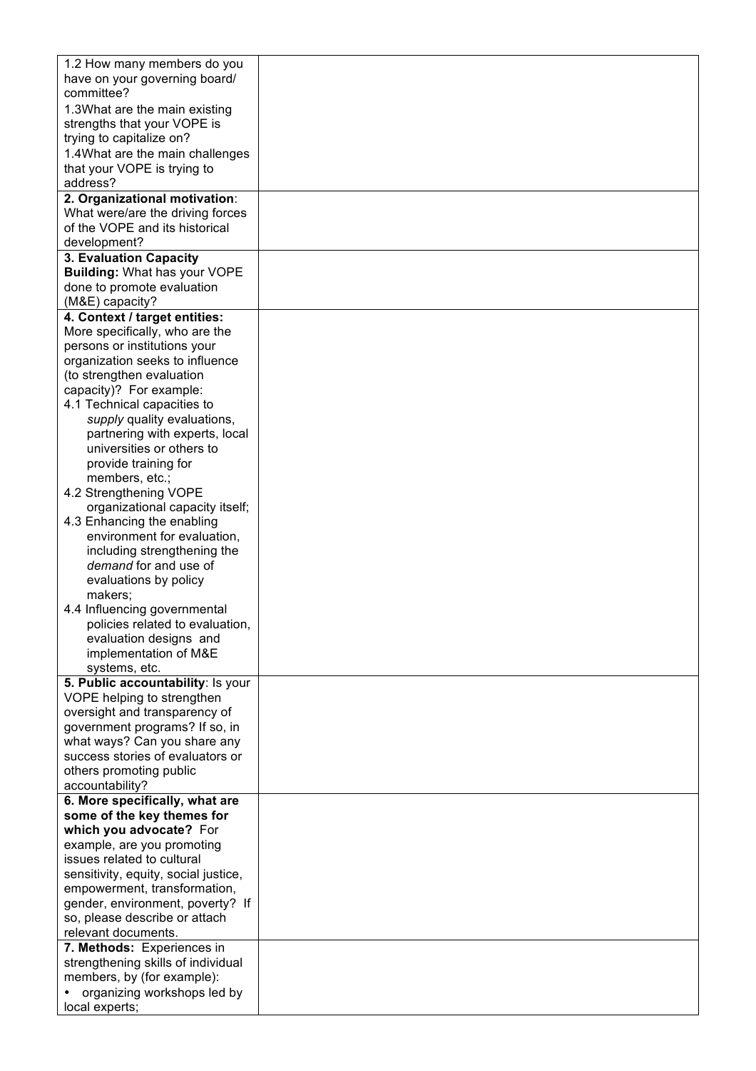| | |
|---|---|
| 1.2 How many members do you have on your governing board/ committee?<br>1.3What are the main existing strengths that your VOPE is trying to capitalize on?<br>1.4What are the main challenges that your VOPE is trying to address? | |
| **2. Organizational motivation**: What were/are the driving forces of the VOPE and its historical development? | |
| **3. Evaluation Capacity Building:** What has your VOPE done to promote evaluation (M&E) capacity? | |
| **4. Context / target entities:** More specifically, who are the persons or institutions your organization seeks to influence (to strengthen evaluation capacity)? For example:<br>4.1 Technical capacities to *supply* quality evaluations, partnering with experts, local universities or others to provide training for members, etc.;<br>4.2 Strengthening VOPE organizational capacity itself;<br>4.3 Enhancing the enabling environment for evaluation, including strengthening the *demand* for and use of evaluations by policy makers;<br>4.4 Influencing governmental policies related to evaluation, evaluation designs and implementation of M&E systems, etc. | |
| **5. Public accountability**: Is your VOPE helping to strengthen oversight and transparency of government programs? If so, in what ways? Can you share any success stories of evaluators or others promoting public accountability? | |
| **6. More specifically, what are some of the key themes for which you advocate?** For example, are you promoting issues related to cultural sensitivity, equity, social justice, empowerment, transformation, gender, environment, poverty? If so, please describe or attach relevant documents. | |
| **7. Methods:** Experiences in strengthening skills of individual members, by (for example):<br>• organizing workshops led by local experts; | |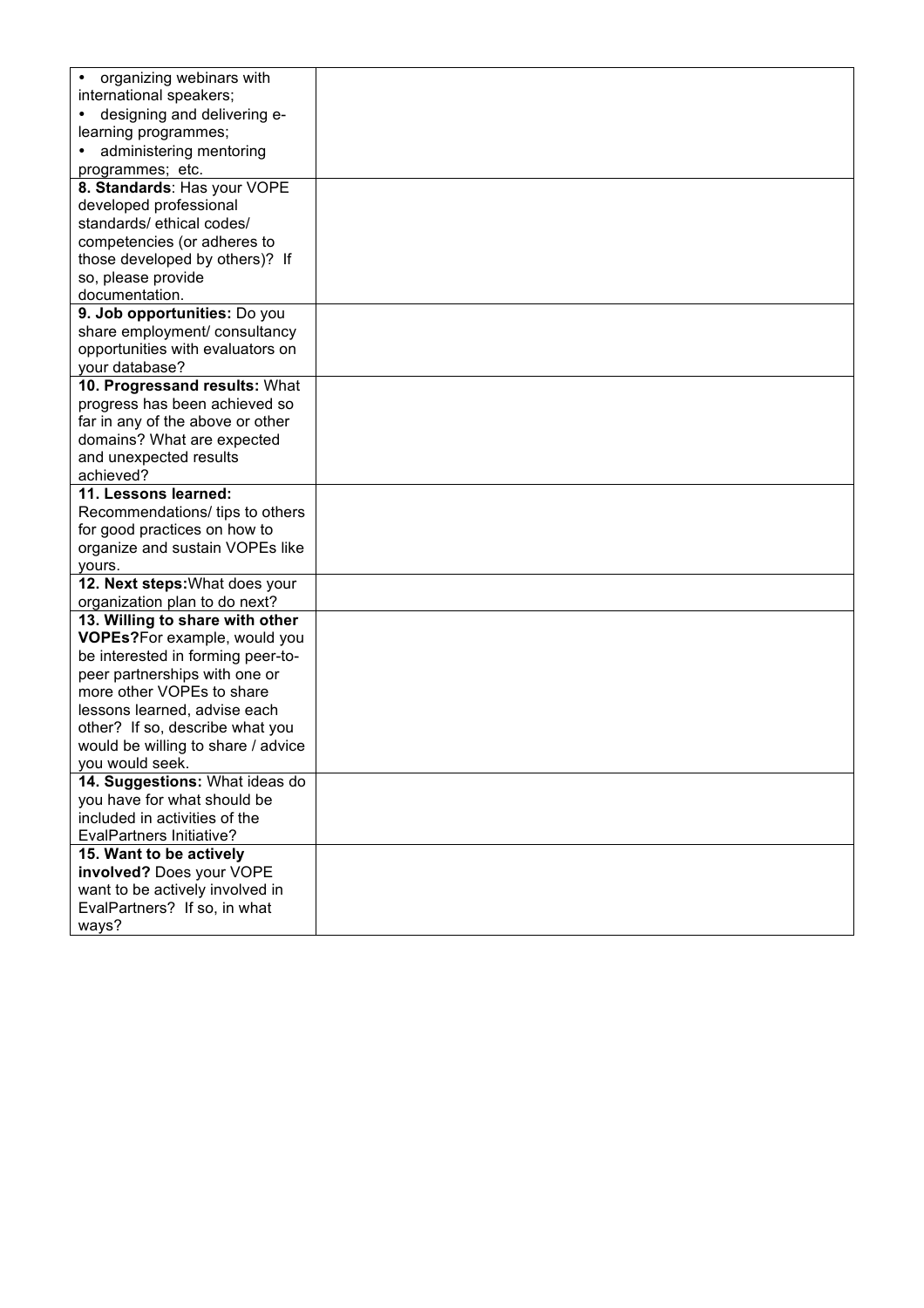| | |
|---|---|
| • organizing webinars with international speakers; <br>• designing and delivering e-learning programmes; <br>• administering mentoring programmes; etc. | |
| **8. Standards**: Has your VOPE developed professional standards/ ethical codes/ competencies (or adheres to those developed by others)? If so, please provide documentation. | |
| **9. Job opportunities:** Do you share employment/ consultancy opportunities with evaluators on your database? | |
| **10. Progressand results:** What progress has been achieved so far in any of the above or other domains? What are expected and unexpected results achieved? | |
| **11. Lessons learned:** Recommendations/ tips to others for good practices on how to organize and sustain VOPEs like yours. | |
| **12. Next steps:**What does your organization plan to do next? | |
| **13. Willing to share with other VOPEs?**For example, would you be interested in forming peer-to-peer partnerships with one or more other VOPEs to share lessons learned, advise each other? If so, describe what you would be willing to share / advice you would seek. | |
| **14. Suggestions:** What ideas do you have for what should be included in activities of the EvalPartners Initiative? | |
| **15. Want to be actively involved?** Does your VOPE want to be actively involved in EvalPartners? If so, in what ways? | |